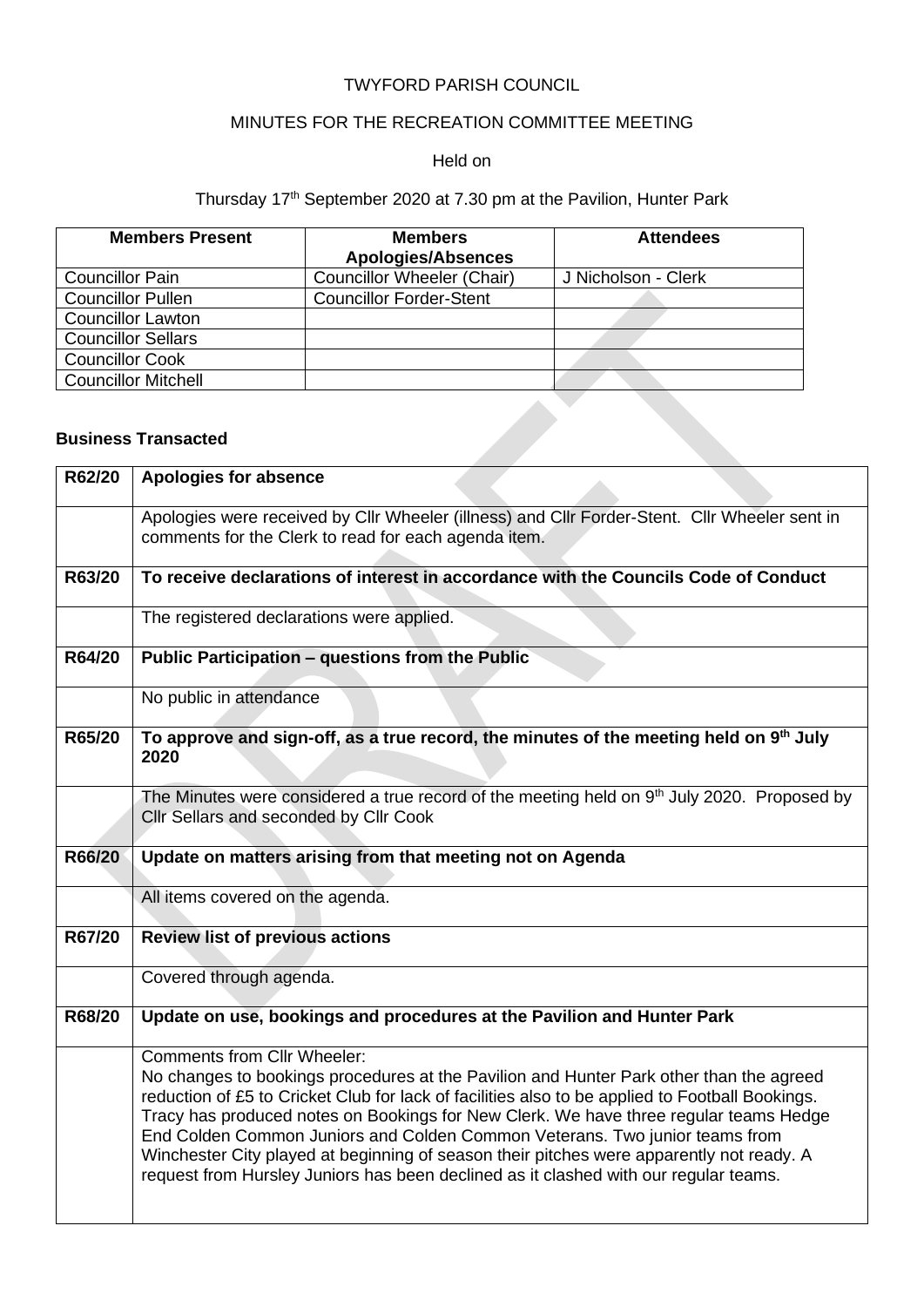TWYFORD PARISH COUNCIL

MINUTES FOR THE RECREATION COMMITTEE MEETING

Held on

Thursday 17th September 2020 at 7.30 pm at the Pavilion, Hunter Park

| Members Present | Members Apologies/Absences | Attendees |
|---|---|---|
| Councillor Pain | Councillor Wheeler (Chair) | J Nicholson - Clerk |
| Councillor Pullen | Councillor Forder-Stent | |
| Councillor Lawton | | |
| Councillor Sellars | | |
| Councillor Cook | | |
| Councillor Mitchell | | |

**Business Transacted**

| R62/20 | **Apologies for absence** |
|---|---|
| | Apologies were received by Cllr Wheeler (illness) and Cllr Forder-Stent. Cllr Wheeler sent in comments for the Clerk to read for each agenda item. |
| **R63/20** | **To receive declarations of interest in accordance with the Councils Code of Conduct** |
| | The registered declarations were applied. |
| **R64/20** | **Public Participation – questions from the Public** |
| | No public in attendance |
| **R65/20** | **To approve and sign-off, as a true record, the minutes of the meeting held on 9th July 2020** |
| | The Minutes were considered a true record of the meeting held on 9th July 2020. Proposed by Cllr Sellars and seconded by Cllr Cook |
| **R66/20** | **Update on matters arising from that meeting not on Agenda** |
| | All items covered on the agenda. |
| **R67/20** | **Review list of previous actions** |
| | Covered through agenda. |
| **R68/20** | **Update on use, bookings and procedures at the Pavilion and Hunter Park** |
| | Comments from Cllr Wheeler:<br>No changes to bookings procedures at the Pavilion and Hunter Park other than the agreed reduction of £5 to Cricket Club for lack of facilities also to be applied to Football Bookings. Tracy has produced notes on Bookings for New Clerk. We have three regular teams Hedge End Colden Common Juniors and Colden Common Veterans. Two junior teams from Winchester City played at beginning of season their pitches were apparently not ready. A request from Hursley Juniors has been declined as it clashed with our regular teams. |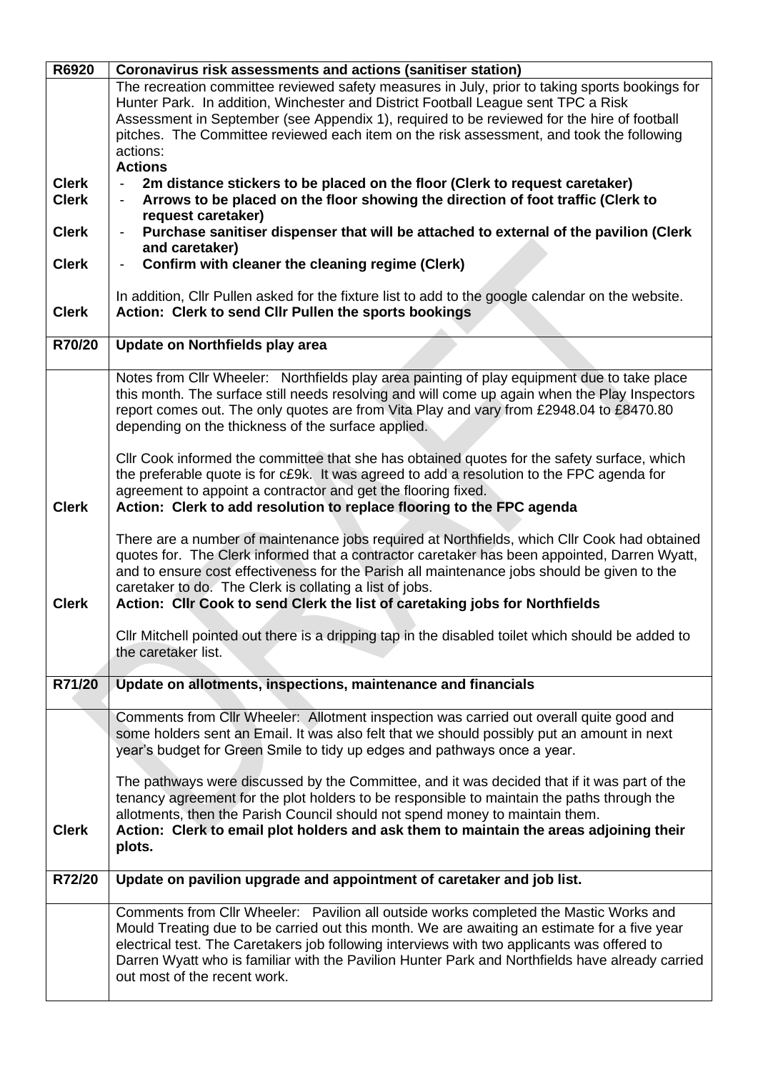| R6920 | Coronavirus risk assessments and actions (sanitiser station) |
|---|---|
| | The recreation committee reviewed safety measures in July, prior to taking sports bookings for Hunter Park. In addition, Winchester and District Football League sent TPC a Risk Assessment in September (see Appendix 1), required to be reviewed for the hire of football pitches. The Committee reviewed each item on the risk assessment, and took the following actions:<br>**Actions** |
| **Clerk** | - **2m distance stickers to be placed on the floor (Clerk to request caretaker)** |
| **Clerk** | - **Arrows to be placed on the floor showing the direction of foot traffic (Clerk to request caretaker)** |
| **Clerk** | - **Purchase sanitiser dispenser that will be attached to external of the pavilion (Clerk and caretaker)** |
| **Clerk** | - **Confirm with cleaner the cleaning regime (Clerk)** |
| | In addition, Cllr Pullen asked for the fixture list to add to the google calendar on the website. |
| **Clerk** | **Action: Clerk to send Cllr Pullen the sports bookings** |
| **R70/20** | **Update on Northfields play area** |
| | Notes from Cllr Wheeler: Northfields play area painting of play equipment due to take place this month. The surface still needs resolving and will come up again when the Play Inspectors report comes out. The only quotes are from Vita Play and vary from £2948.04 to £8470.80 depending on the thickness of the surface applied.<br><br>Cllr Cook informed the committee that she has obtained quotes for the safety surface, which the preferable quote is for c£9k. It was agreed to add a resolution to the FPC agenda for agreement to appoint a contractor and get the flooring fixed. |
| **Clerk** | **Action: Clerk to add resolution to replace flooring to the FPC agenda** |
| | There are a number of maintenance jobs required at Northfields, which Cllr Cook had obtained quotes for. The Clerk informed that a contractor caretaker has been appointed, Darren Wyatt, and to ensure cost effectiveness for the Parish all maintenance jobs should be given to the caretaker to do. The Clerk is collating a list of jobs. |
| **Clerk** | **Action: Cllr Cook to send Clerk the list of caretaking jobs for Northfields** |
| | Cllr Mitchell pointed out there is a dripping tap in the disabled toilet which should be added to the caretaker list. |
| **R71/20** | **Update on allotments, inspections, maintenance and financials** |
| | Comments from Cllr Wheeler: Allotment inspection was carried out overall quite good and some holders sent an Email. It was also felt that we should possibly put an amount in next year's budget for Green Smile to tidy up edges and pathways once a year.<br><br>The pathways were discussed by the Committee, and it was decided that if it was part of the tenancy agreement for the plot holders to be responsible to maintain the paths through the allotments, then the Parish Council should not spend money to maintain them. |
| **Clerk** | **Action: Clerk to email plot holders and ask them to maintain the areas adjoining their plots.** |
| **R72/20** | **Update on pavilion upgrade and appointment of caretaker and job list.** |
| | Comments from Cllr Wheeler: Pavilion all outside works completed the Mastic Works and Mould Treating due to be carried out this month. We are awaiting an estimate for a five year electrical test. The Caretakers job following interviews with two applicants was offered to Darren Wyatt who is familiar with the Pavilion Hunter Park and Northfields have already carried out most of the recent work. |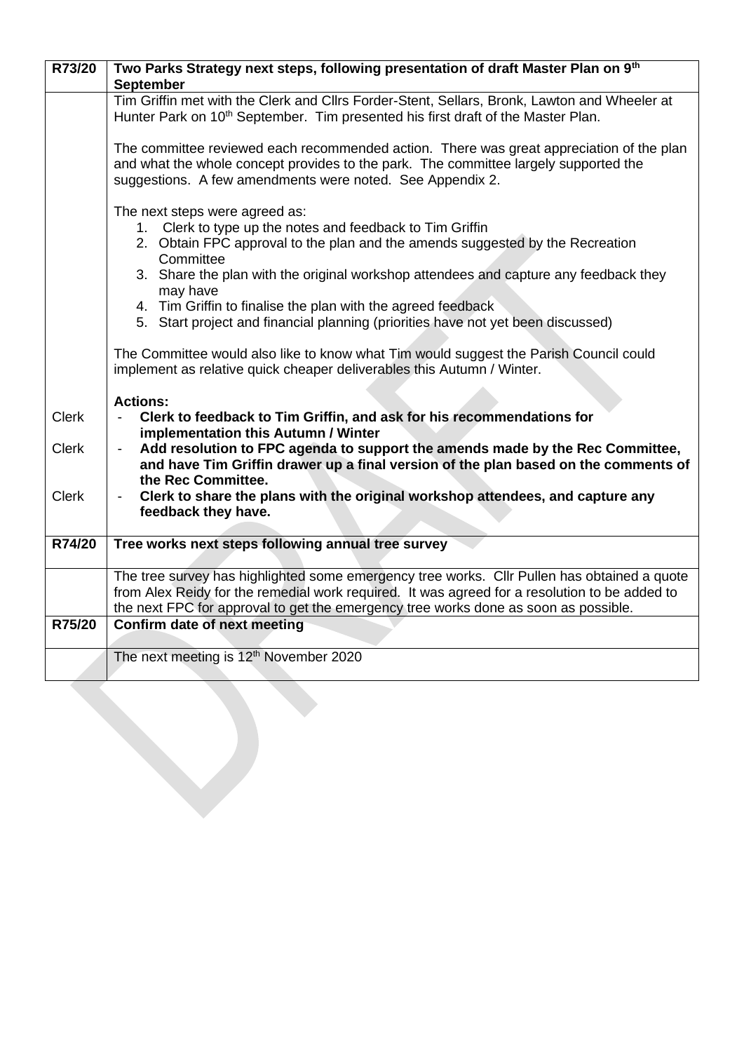| R73/20 | **Two Parks Strategy next steps, following presentation of draft Master Plan on 9th September** |
|---|---|
| | Tim Griffin met with the Clerk and Cllrs Forder-Stent, Sellars, Bronk, Lawton and Wheeler at Hunter Park on 10th September. Tim presented his first draft of the Master Plan.<br><br>The committee reviewed each recommended action. There was great appreciation of the plan and what the whole concept provides to the park. The committee largely supported the suggestions. A few amendments were noted. See Appendix 2.<br><br>The next steps were agreed as:<br>1. Clerk to type up the notes and feedback to Tim Griffin<br>2. Obtain FPC approval to the plan and the amends suggested by the Recreation Committee<br>3. Share the plan with the original workshop attendees and capture any feedback they may have<br>4. Tim Griffin to finalise the plan with the agreed feedback<br>5. Start project and financial planning (priorities have not yet been discussed)<br><br>The Committee would also like to know what Tim would suggest the Parish Council could implement as relative quick cheaper deliverables this Autumn / Winter.<br><br>**Actions:** |
| Clerk | - **Clerk to feedback to Tim Griffin, and ask for his recommendations for implementation this Autumn / Winter** |
| Clerk | - **Add resolution to FPC agenda to support the amends made by the Rec Committee, and have Tim Griffin drawer up a final version of the plan based on the comments of the Rec Committee.** |
| Clerk | - **Clerk to share the plans with the original workshop attendees, and capture any feedback they have.** |
| **R74/20** | **Tree works next steps following annual tree survey** |
| | The tree survey has highlighted some emergency tree works. Cllr Pullen has obtained a quote from Alex Reidy for the remedial work required. It was agreed for a resolution to be added to the next FPC for approval to get the emergency tree works done as soon as possible. |
| **R75/20** | **Confirm date of next meeting** |
| | The next meeting is 12th November 2020 |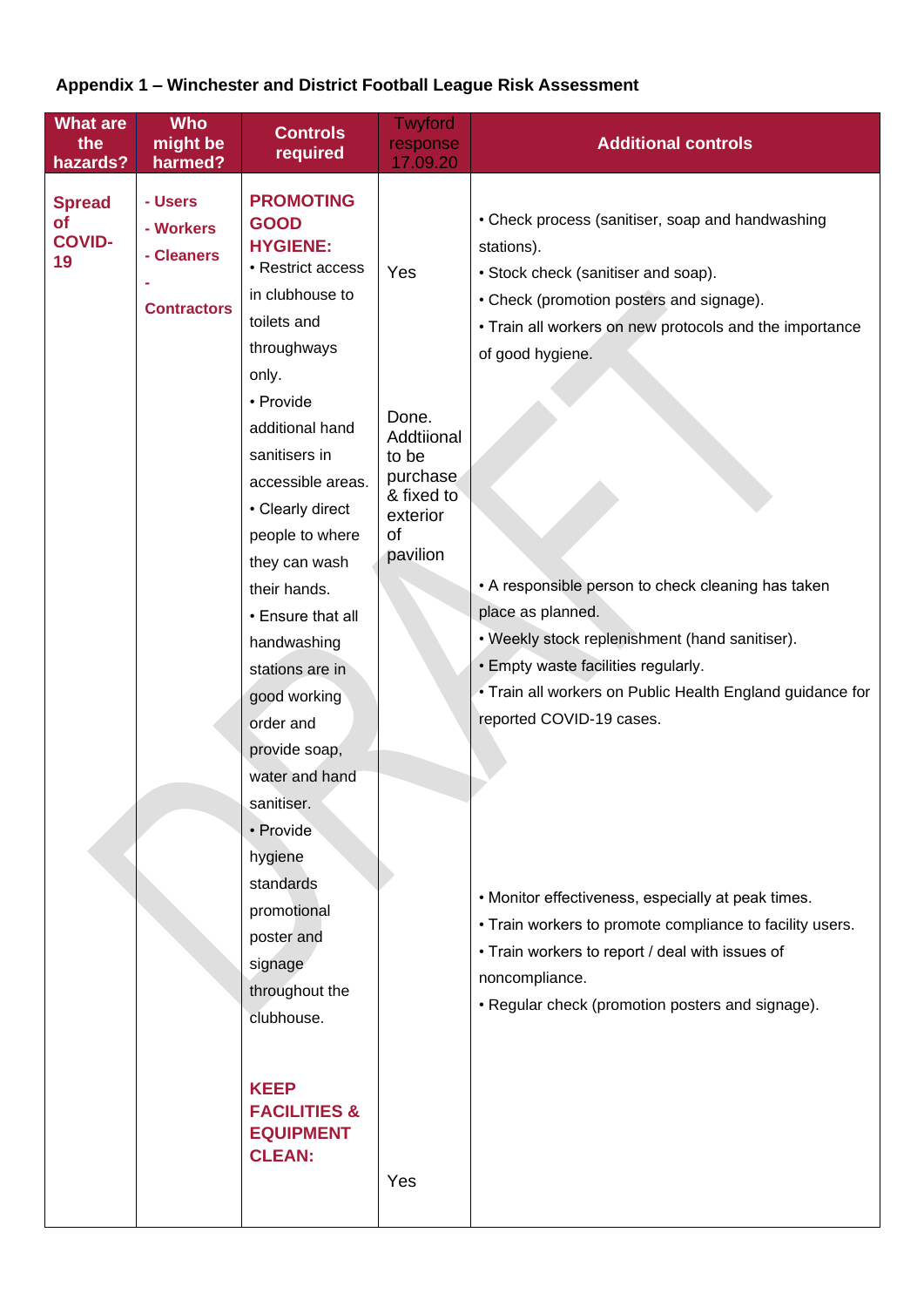**Appendix 1 – Winchester and District Football League Risk Assessment**

| What are the hazards? | Who might be harmed? | Controls required | Twyford response 17.09.20 | Additional controls |
|---|---|---|---|---|
| **Spread of COVID-19** | **- Users**<br>**- Workers**<br>**- Cleaners**<br>**- Contractors** | **PROMOTING GOOD HYGIENE:**<br>• Restrict access in clubhouse to toilets and throughways only.<br>• Provide additional hand sanitisers in accessible areas.<br>• Clearly direct people to where they can wash their hands.<br>• Ensure that all handwashing stations are in good working order and provide soap, water and hand sanitiser.<br>• Provide hygiene standards promotional poster and signage throughout the clubhouse.<br><br>**KEEP FACILITIES & EQUIPMENT CLEAN:** | Yes<br><br>Done. Addtiional to be purchase & fixed to exterior of pavilion<br><br>Yes | • Check process (sanitiser, soap and handwashing stations).<br>• Stock check (sanitiser and soap).<br>• Check (promotion posters and signage).<br>• Train all workers on new protocols and the importance of good hygiene.<br><br>• A responsible person to check cleaning has taken place as planned.<br>• Weekly stock replenishment (hand sanitiser).<br>• Empty waste facilities regularly.<br>• Train all workers on Public Health England guidance for reported COVID-19 cases.<br><br>• Monitor effectiveness, especially at peak times.<br>• Train workers to promote compliance to facility users.<br>• Train workers to report / deal with issues of noncompliance.<br>• Regular check (promotion posters and signage). |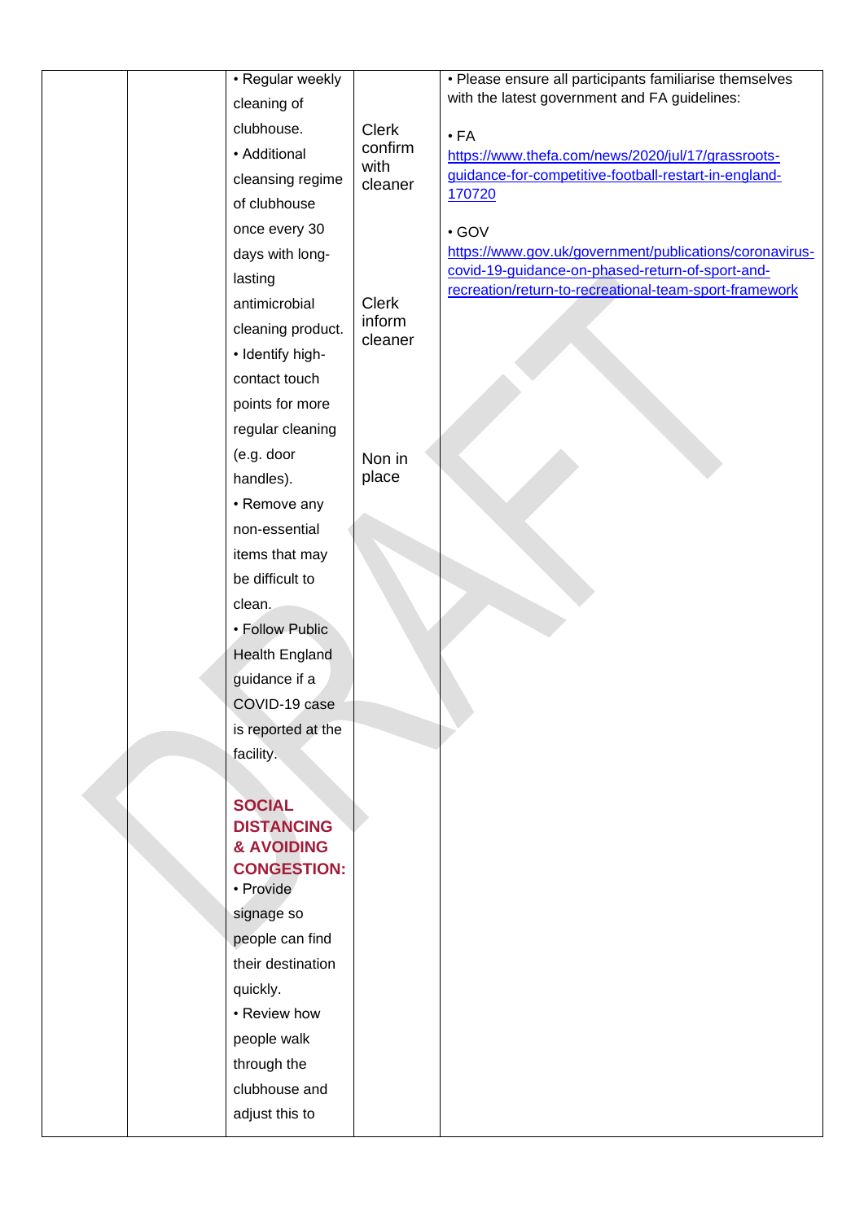|  |  | • Regular weekly cleaning of clubhouse.<br>• Additional cleansing regime of clubhouse once every 30 days with long-lasting antimicrobial cleaning product.<br>• Identify high-contact touch points for more regular cleaning (e.g. door handles).<br>• Remove any non-essential items that may be difficult to clean.<br>• Follow Public Health England guidance if a COVID-19 case is reported at the facility.<br><br>**SOCIAL DISTANCING & AVOIDING CONGESTION:**<br>• Provide signage so people can find their destination quickly.<br>• Review how people walk through the clubhouse and adjust this to | Clerk confirm with cleaner<br><br>Clerk inform cleaner<br><br>Non in place | • Please ensure all participants familiarise themselves with the latest government and FA guidelines:<br><br>• FA<br>https://www.thefa.com/news/2020/jul/17/grassroots-guidance-for-competitive-football-restart-in-england-170720<br><br>• GOV<br>https://www.gov.uk/government/publications/coronavirus-covid-19-guidance-on-phased-return-of-sport-and-recreation/return-to-recreational-team-sport-framework |
|---|---|---|---|---|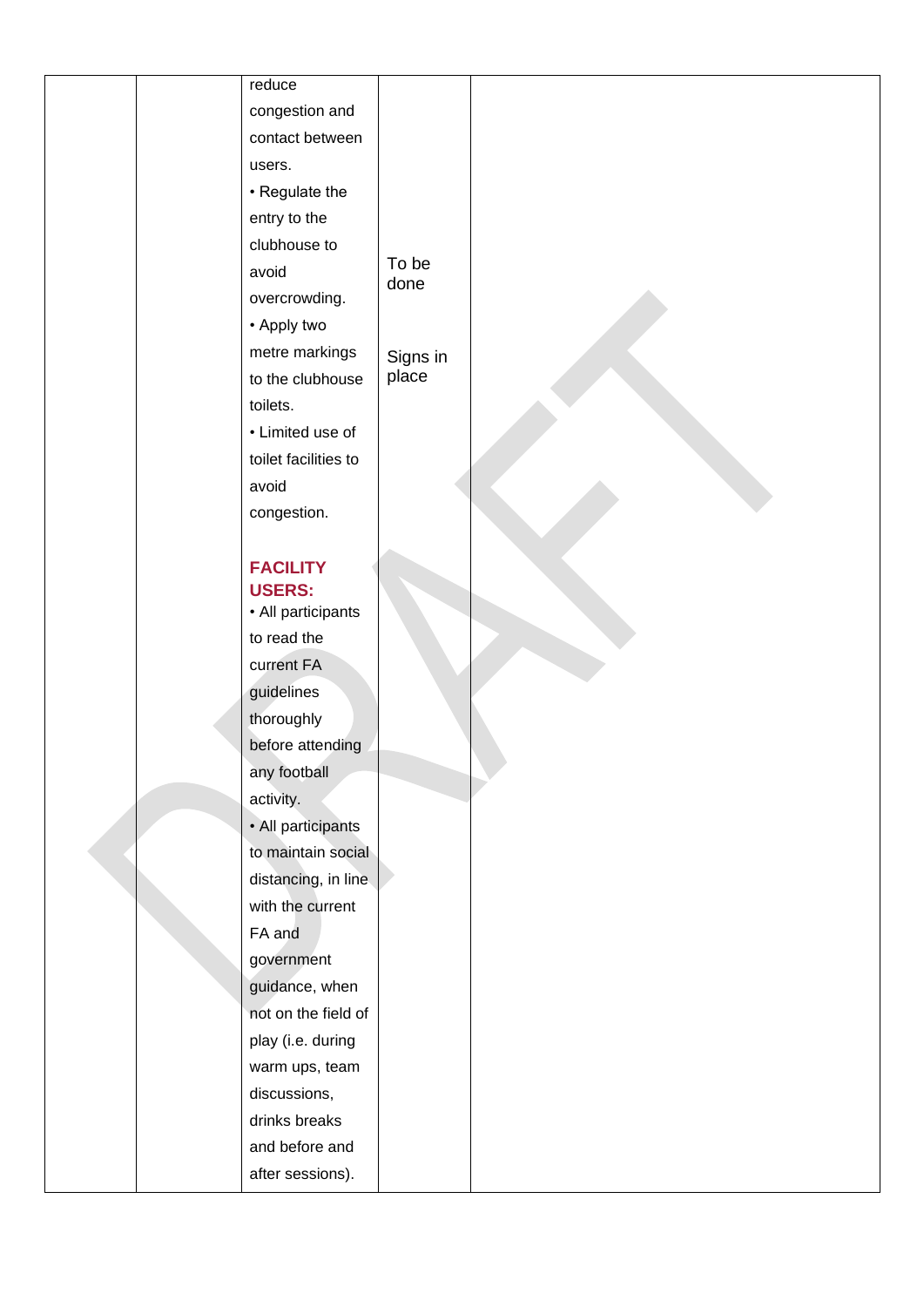|  |  | reduce congestion and contact between users.<br>• Regulate the entry to the clubhouse to avoid overcrowding.<br>• Apply two metre markings to the clubhouse toilets.<br>• Limited use of toilet facilities to avoid congestion.<br><br>**FACILITY USERS:**<br>• All participants to read the current FA guidelines thoroughly before attending any football activity.<br>• All participants to maintain social distancing, in line with the current FA and government guidance, when not on the field of play (i.e. during warm ups, team discussions, drinks breaks and before and after sessions). | To be done<br><br>Signs in place |  |
|---|---|---|---|---|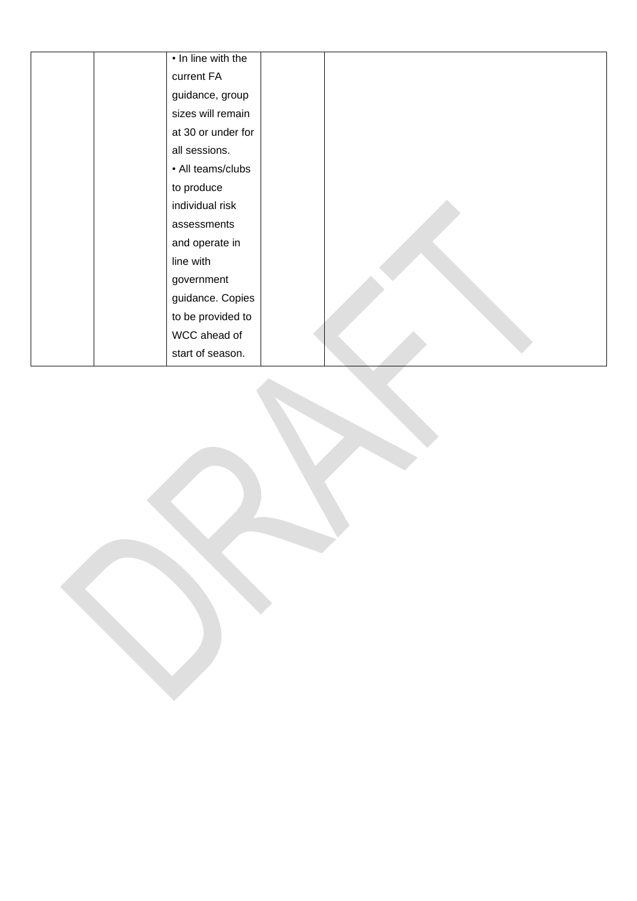| | | | | |
|---|---|---|---|---|
| | | • In line with the current FA guidance, group sizes will remain at 30 or under for all sessions.<br>• All teams/clubs to produce individual risk assessments and operate in line with government guidance. Copies to be provided to WCC ahead of start of season. | | |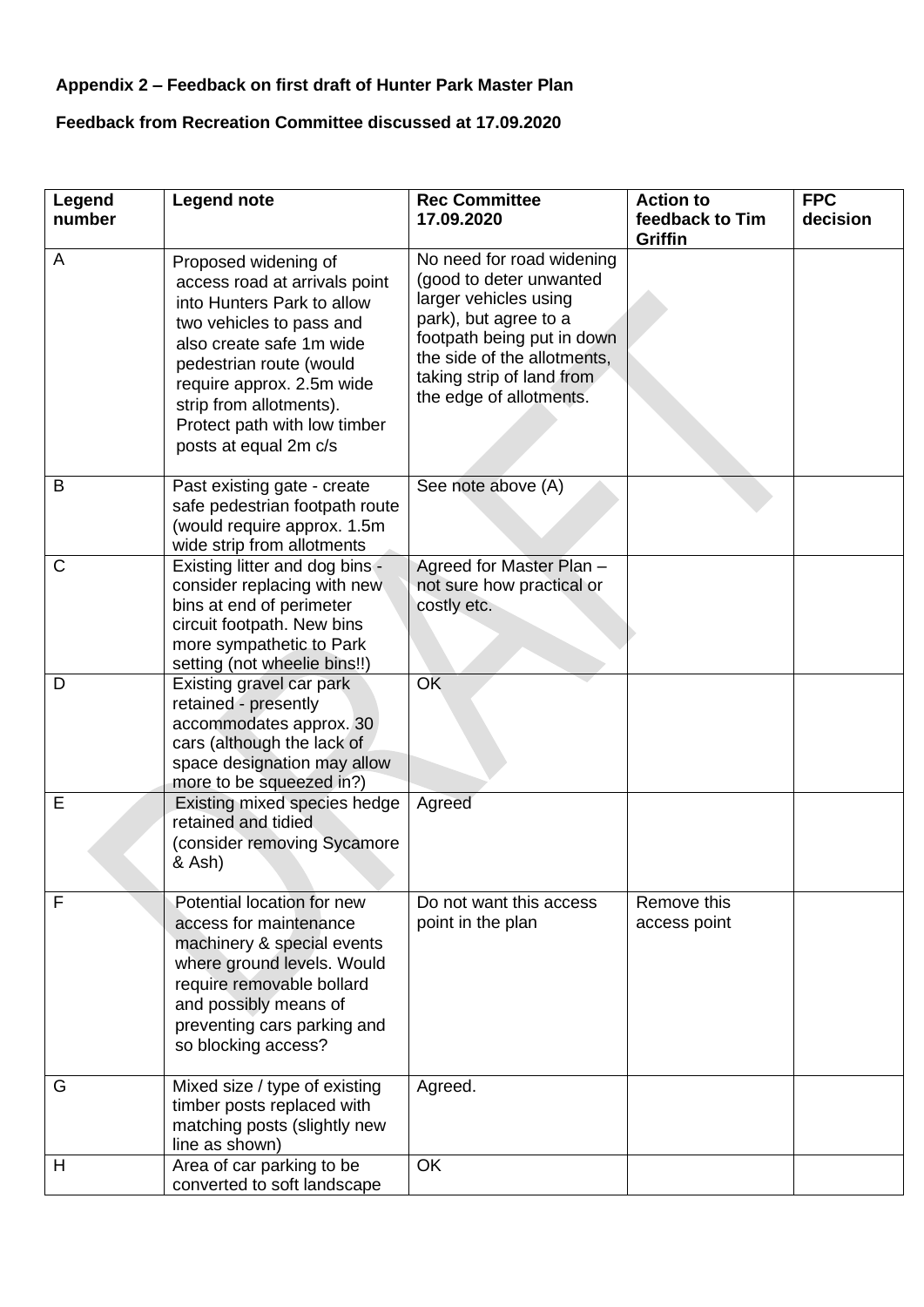**Appendix 2 – Feedback on first draft of Hunter Park Master Plan**

**Feedback from Recreation Committee discussed at 17.09.2020**

| Legend number | Legend note | Rec Committee 17.09.2020 | Action to feedback to Tim Griffin | FPC decision |
|---|---|---|---|---|
| A | Proposed widening of access road at arrivals point into Hunters Park to allow two vehicles to pass and also create safe 1m wide pedestrian route (would require approx. 2.5m wide strip from allotments). Protect path with low timber posts at equal 2m c/s | No need for road widening (good to deter unwanted larger vehicles using park), but agree to a footpath being put in down the side of the allotments, taking strip of land from the edge of allotments. | | |
| B | Past existing gate - create safe pedestrian footpath route (would require approx. 1.5m wide strip from allotments | See note above (A) | | |
| C | Existing litter and dog bins - consider replacing with new bins at end of perimeter circuit footpath. New bins more sympathetic to Park setting (not wheelie bins!!) | Agreed for Master Plan – not sure how practical or costly etc. | | |
| D | Existing gravel car park retained - presently accommodates approx. 30 cars (although the lack of space designation may allow more to be squeezed in?) | OK | | |
| E | Existing mixed species hedge retained and tidied (consider removing Sycamore & Ash) | Agreed | | |
| F | Potential location for new access for maintenance machinery & special events where ground levels. Would require removable bollard and possibly means of preventing cars parking and so blocking access? | Do not want this access point in the plan | Remove this access point | |
| G | Mixed size / type of existing timber posts replaced with matching posts (slightly new line as shown) | Agreed. | | |
| H | Area of car parking to be converted to soft landscape | OK | | |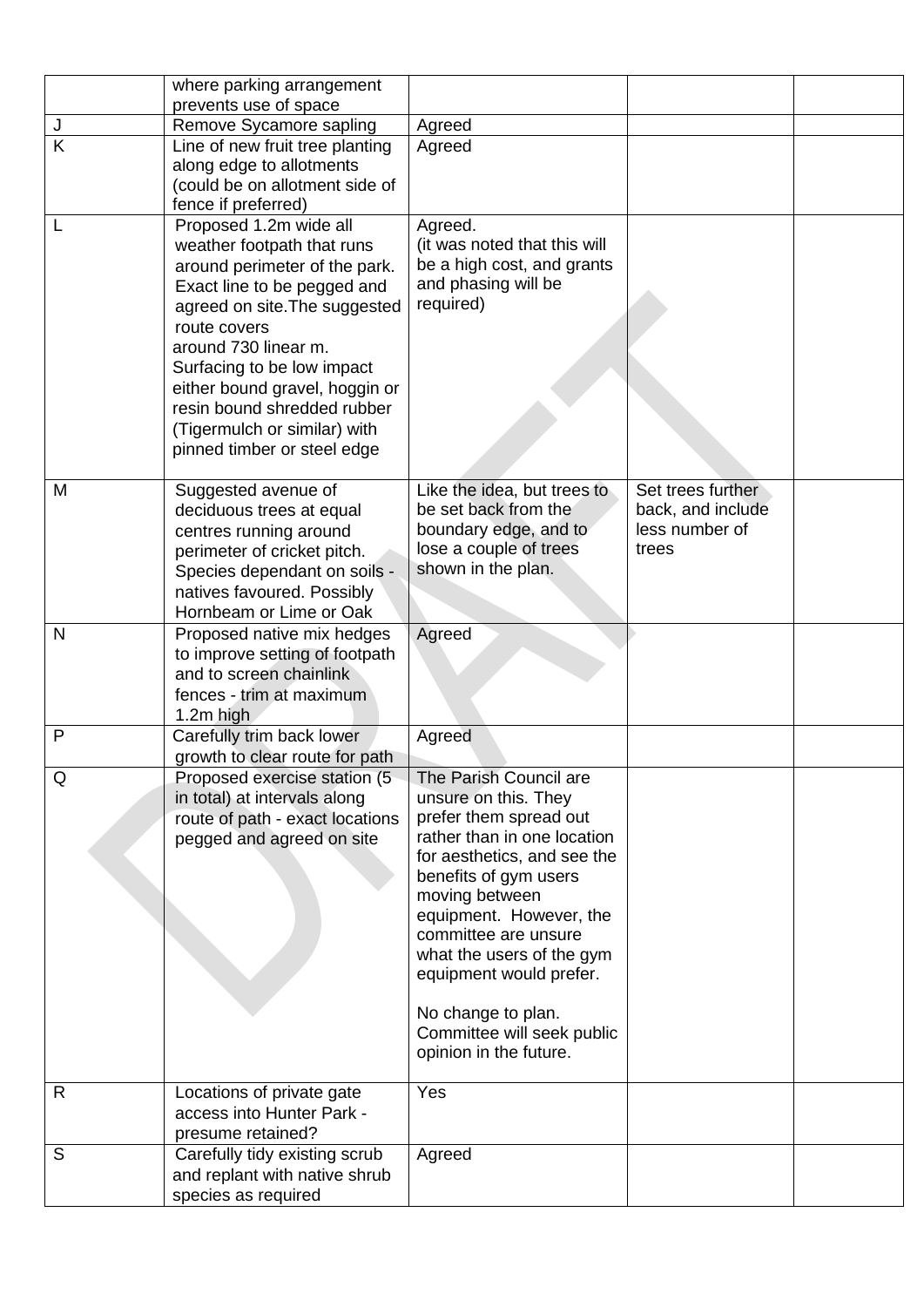| | | | | |
|---|---|---|---|---|
| | where parking arrangement prevents use of space | | | |
| J | Remove Sycamore sapling | Agreed | | |
| K | Line of new fruit tree planting along edge to allotments (could be on allotment side of fence if preferred) | Agreed | | |
| L | Proposed 1.2m wide all weather footpath that runs around perimeter of the park. Exact line to be pegged and agreed on site.The suggested route covers around 730 linear m. Surfacing to be low impact either bound gravel, hoggin or resin bound shredded rubber (Tigermulch or similar) with pinned timber or steel edge | Agreed. (it was noted that this will be a high cost, and grants and phasing will be required) | | |
| M | Suggested avenue of deciduous trees at equal centres running around perimeter of cricket pitch. Species dependant on soils - natives favoured. Possibly Hornbeam or Lime or Oak | Like the idea, but trees to be set back from the boundary edge, and to lose a couple of trees shown in the plan. | Set trees further back, and include less number of trees | |
| N | Proposed native mix hedges to improve setting of footpath and to screen chainlink fences - trim at maximum 1.2m high | Agreed | | |
| P | Carefully trim back lower growth to clear route for path | Agreed | | |
| Q | Proposed exercise station (5 in total) at intervals along route of path - exact locations pegged and agreed on site | The Parish Council are unsure on this. They prefer them spread out rather than in one location for aesthetics, and see the benefits of gym users moving between equipment. However, the committee are unsure what the users of the gym equipment would prefer.<br><br>No change to plan. Committee will seek public opinion in the future. | | |
| R | Locations of private gate access into Hunter Park - presume retained? | Yes | | |
| S | Carefully tidy existing scrub and replant with native shrub species as required | Agreed | | |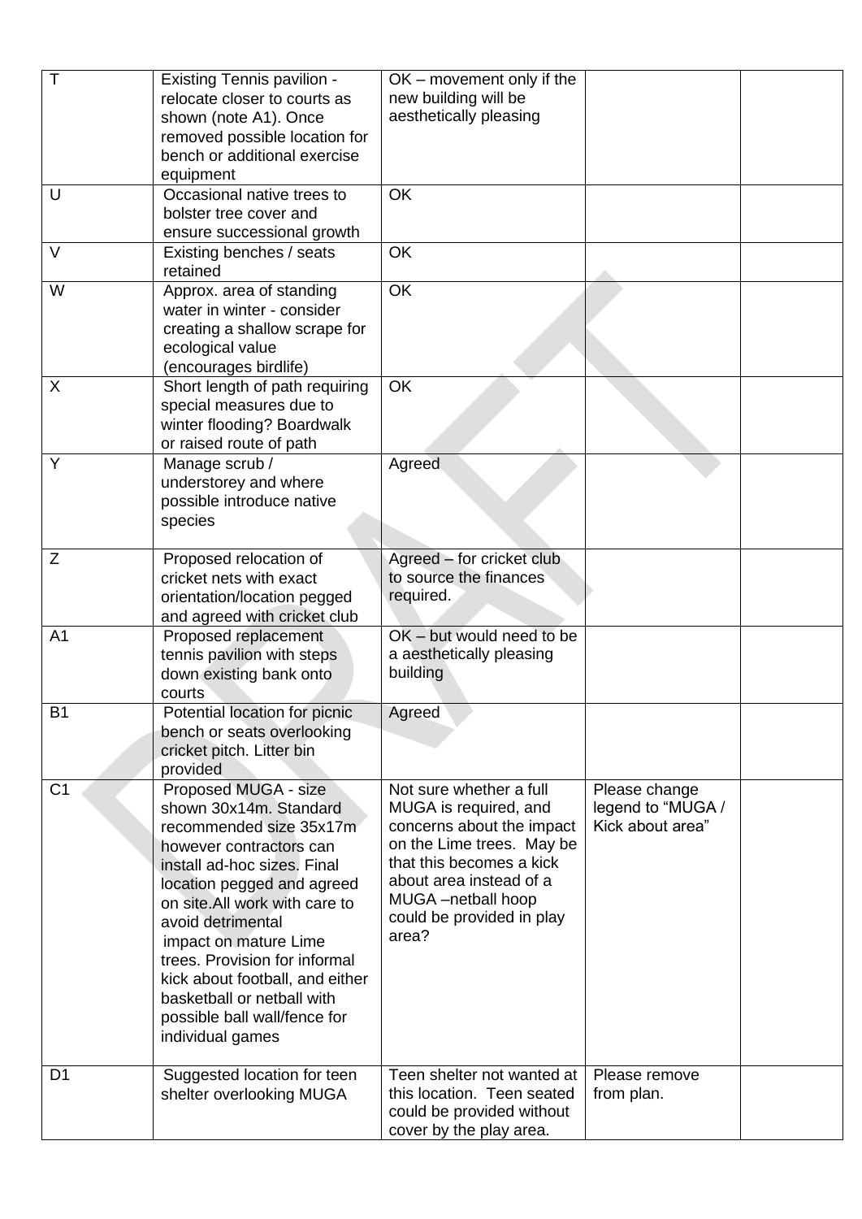| | | | | |
|---|---|---|---|---|
| T | Existing Tennis pavilion - relocate closer to courts as shown (note A1). Once removed possible location for bench or additional exercise equipment | OK – movement only if the new building will be aesthetically pleasing | | |
| U | Occasional native trees to bolster tree cover and ensure successional growth | OK | | |
| V | Existing benches / seats retained | OK | | |
| W | Approx. area of standing water in winter - consider creating a shallow scrape for ecological value (encourages birdlife) | OK | | |
| X | Short length of path requiring special measures due to winter flooding? Boardwalk or raised route of path | OK | | |
| Y | Manage scrub / understorey and where possible introduce native species | Agreed | | |
| Z | Proposed relocation of cricket nets with exact orientation/location pegged and agreed with cricket club | Agreed – for cricket club to source the finances required. | | |
| A1 | Proposed replacement tennis pavilion with steps down existing bank onto courts | OK – but would need to be a aesthetically pleasing building | | |
| B1 | Potential location for picnic bench or seats overlooking cricket pitch. Litter bin provided | Agreed | | |
| C1 | Proposed MUGA - size shown 30x14m. Standard recommended size 35x17m however contractors can install ad-hoc sizes. Final location pegged and agreed on site.All work with care to avoid detrimental impact on mature Lime trees. Provision for informal kick about football, and either basketball or netball with possible ball wall/fence for individual games | Not sure whether a full MUGA is required, and concerns about the impact on the Lime trees. May be that this becomes a kick about area instead of a MUGA –netball hoop could be provided in play area? | Please change legend to "MUGA / Kick about area" | |
| D1 | Suggested location for teen shelter overlooking MUGA | Teen shelter not wanted at this location. Teen seated could be provided without cover by the play area. | Please remove from plan. | |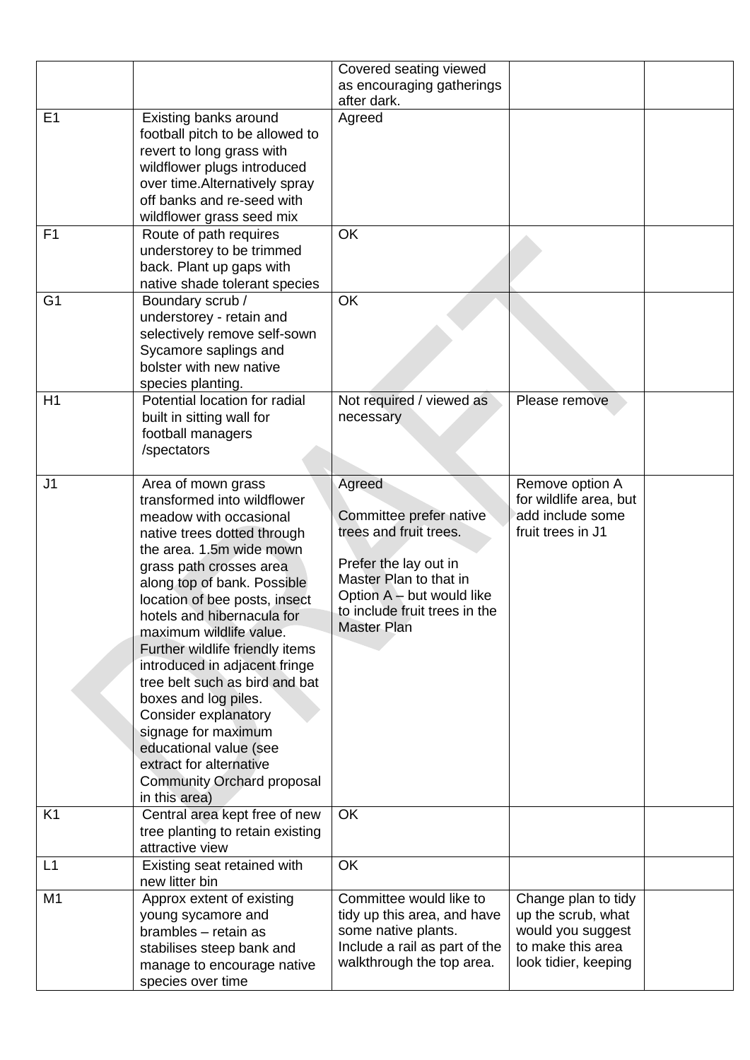| | | | | |
|---|---|---|---|---|
| | | Covered seating viewed as encouraging gatherings after dark. | | |
| E1 | Existing banks around football pitch to be allowed to revert to long grass with wildflower plugs introduced over time.Alternatively spray off banks and re-seed with wildflower grass seed mix | Agreed | | |
| F1 | Route of path requires understorey to be trimmed back. Plant up gaps with native shade tolerant species | OK | | |
| G1 | Boundary scrub / understorey - retain and selectively remove self-sown Sycamore saplings and bolster with new native species planting. | OK | | |
| H1 | Potential location for radial built in sitting wall for football managers /spectators | Not required / viewed as necessary | Please remove | |
| J1 | Area of mown grass transformed into wildflower meadow with occasional native trees dotted through the area. 1.5m wide mown grass path crosses area along top of bank. Possible location of bee posts, insect hotels and hibernacula for maximum wildlife value. Further wildlife friendly items introduced in adjacent fringe tree belt such as bird and bat boxes and log piles. Consider explanatory signage for maximum educational value (see extract for alternative Community Orchard proposal in this area) | Agreed<br><br>Committee prefer native trees and fruit trees.<br><br>Prefer the lay out in Master Plan to that in Option A – but would like to include fruit trees in the Master Plan | Remove option A for wildlife area, but add include some fruit trees in J1 | |
| K1 | Central area kept free of new tree planting to retain existing attractive view | OK | | |
| L1 | Existing seat retained with new litter bin | OK | | |
| M1 | Approx extent of existing young sycamore and brambles – retain as stabilises steep bank and manage to encourage native species over time | Committee would like to tidy up this area, and have some native plants. Include a rail as part of the walkthrough the top area. | Change plan to tidy up the scrub, what would you suggest to make this area look tidier, keeping | |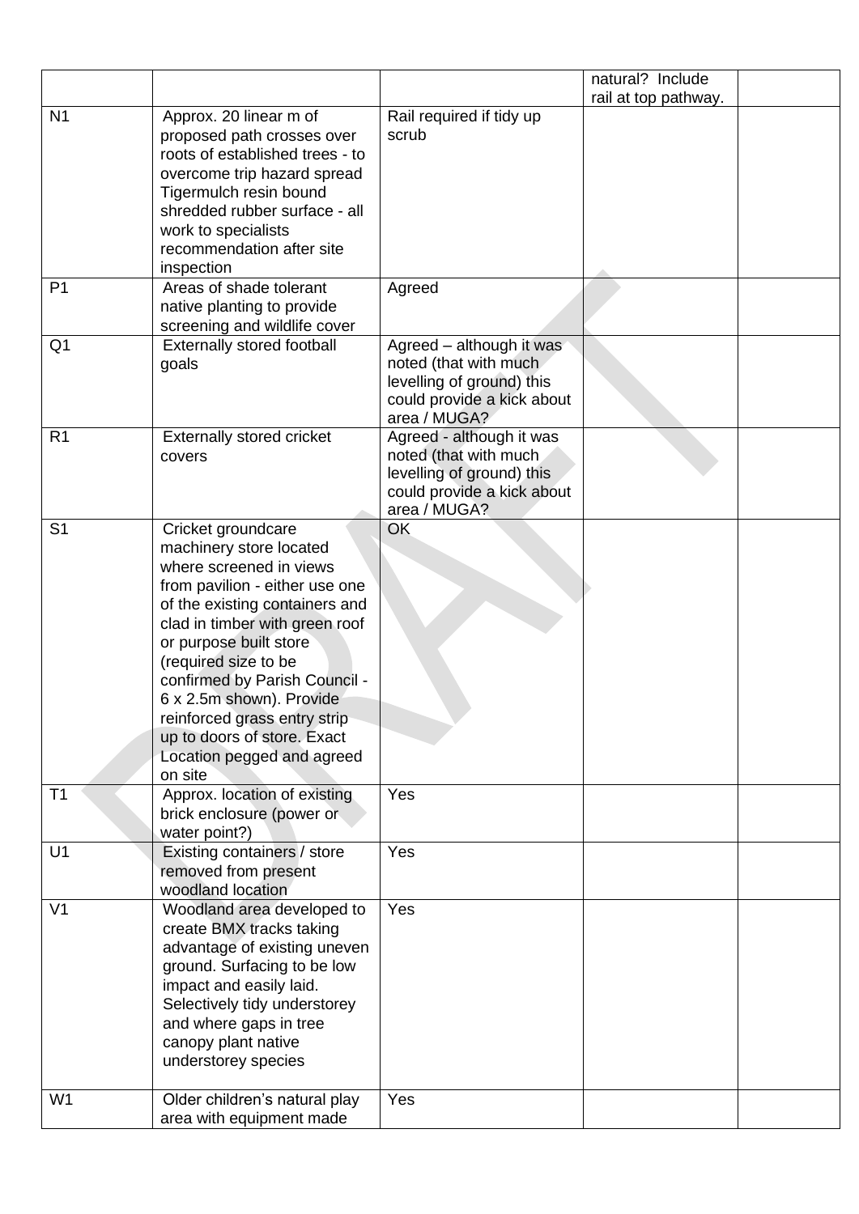| | | | natural? Include rail at top pathway. | |
|---|---|---|---|---|
| N1 | Approx. 20 linear m of proposed path crosses over roots of established trees - to overcome trip hazard spread Tigermulch resin bound shredded rubber surface - all work to specialists recommendation after site inspection | Rail required if tidy up scrub | | |
| P1 | Areas of shade tolerant native planting to provide screening and wildlife cover | Agreed | | |
| Q1 | Externally stored football goals | Agreed – although it was noted (that with much levelling of ground) this could provide a kick about area / MUGA? | | |
| R1 | Externally stored cricket covers | Agreed - although it was noted (that with much levelling of ground) this could provide a kick about area / MUGA? | | |
| S1 | Cricket groundcare machinery store located where screened in views from pavilion - either use one of the existing containers and clad in timber with green roof or purpose built store (required size to be confirmed by Parish Council - 6 x 2.5m shown). Provide reinforced grass entry strip up to doors of store. Exact Location pegged and agreed on site | OK | | |
| T1 | Approx. location of existing brick enclosure (power or water point?) | Yes | | |
| U1 | Existing containers / store removed from present woodland location | Yes | | |
| V1 | Woodland area developed to create BMX tracks taking advantage of existing uneven ground. Surfacing to be low impact and easily laid. Selectively tidy understorey and where gaps in tree canopy plant native understorey species | Yes | | |
| W1 | Older children's natural play area with equipment made | Yes | | |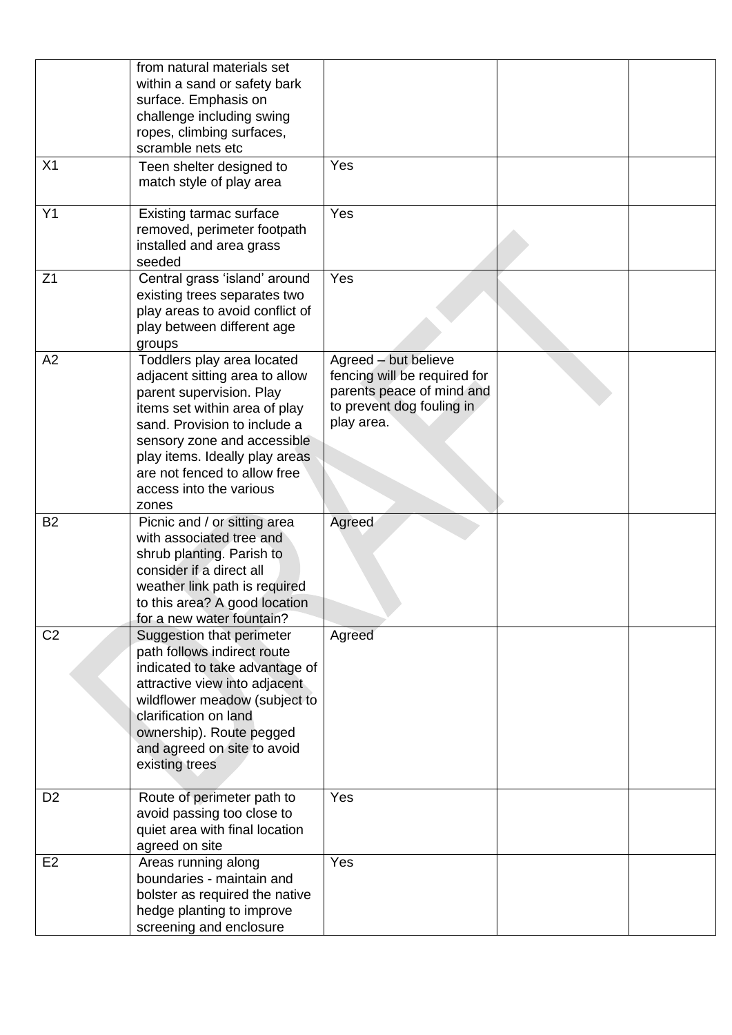| | | | | |
|---|---|---|---|---|
| | from natural materials set within a sand or safety bark surface. Emphasis on challenge including swing ropes, climbing surfaces, scramble nets etc | | | |
| X1 | Teen shelter designed to match style of play area | Yes | | |
| Y1 | Existing tarmac surface removed, perimeter footpath installed and area grass seeded | Yes | | |
| Z1 | Central grass 'island' around existing trees separates two play areas to avoid conflict of play between different age groups | Yes | | |
| A2 | Toddlers play area located adjacent sitting area to allow parent supervision. Play items set within area of play sand. Provision to include a sensory zone and accessible play items. Ideally play areas are not fenced to allow free access into the various zones | Agreed – but believe fencing will be required for parents peace of mind and to prevent dog fouling in play area. | | |
| B2 | Picnic and / or sitting area with associated tree and shrub planting. Parish to consider if a direct all weather link path is required to this area? A good location for a new water fountain? | Agreed | | |
| C2 | Suggestion that perimeter path follows indirect route indicated to take advantage of attractive view into adjacent wildflower meadow (subject to clarification on land ownership). Route pegged and agreed on site to avoid existing trees | Agreed | | |
| D2 | Route of perimeter path to avoid passing too close to quiet area with final location agreed on site | Yes | | |
| E2 | Areas running along boundaries - maintain and bolster as required the native hedge planting to improve screening and enclosure | Yes | | |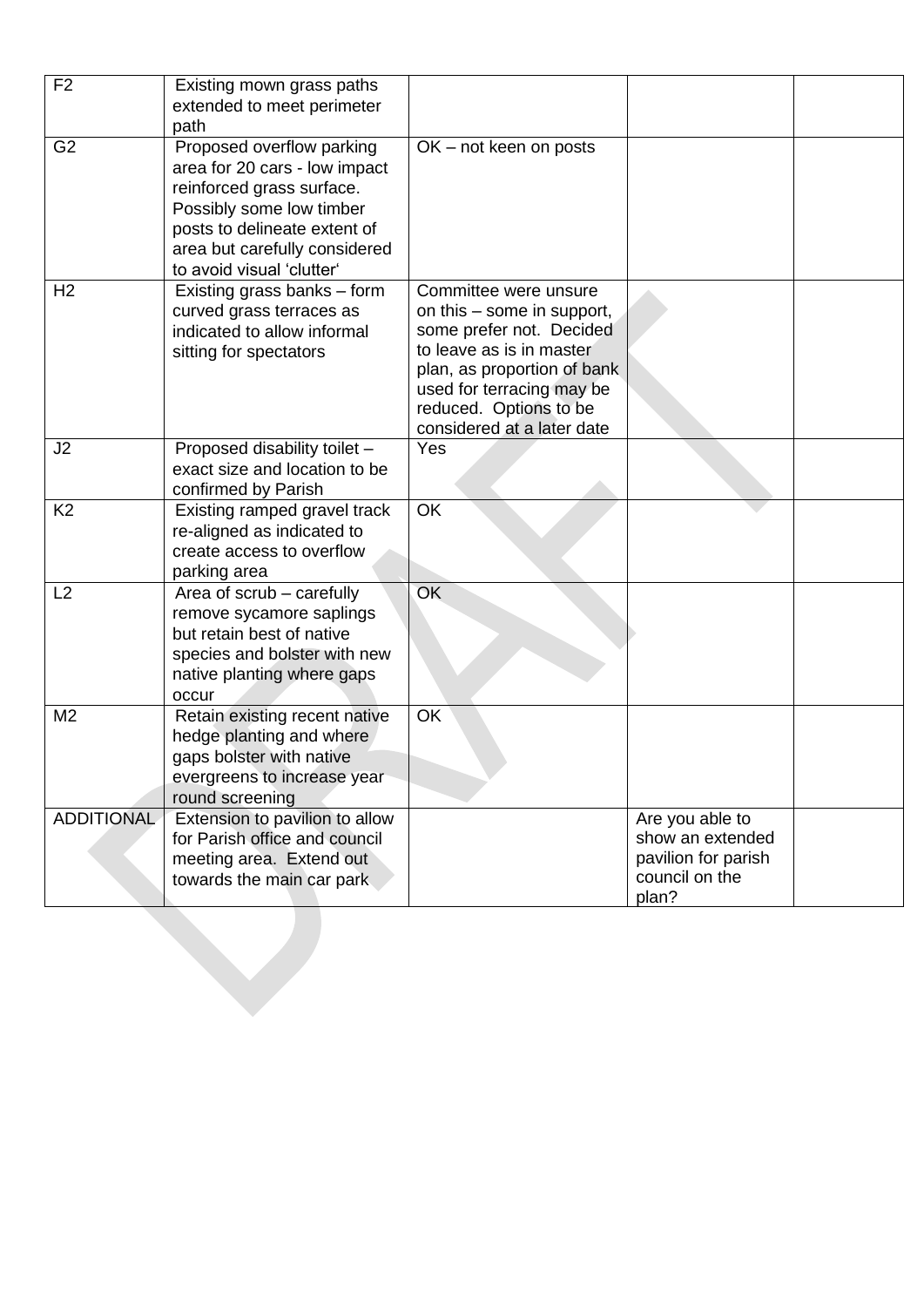| | | | | |
|---|---|---|---|---|
| F2 | Existing mown grass paths extended to meet perimeter path | | | |
| G2 | Proposed overflow parking area for 20 cars - low impact reinforced grass surface. Possibly some low timber posts to delineate extent of area but carefully considered to avoid visual 'clutter' | OK – not keen on posts | | |
| H2 | Existing grass banks – form curved grass terraces as indicated to allow informal sitting for spectators | Committee were unsure on this – some in support, some prefer not. Decided to leave as is in master plan, as proportion of bank used for terracing may be reduced. Options to be considered at a later date | | |
| J2 | Proposed disability toilet – exact size and location to be confirmed by Parish | Yes | | |
| K2 | Existing ramped gravel track re-aligned as indicated to create access to overflow parking area | OK | | |
| L2 | Area of scrub – carefully remove sycamore saplings but retain best of native species and bolster with new native planting where gaps occur | OK | | |
| M2 | Retain existing recent native hedge planting and where gaps bolster with native evergreens to increase year round screening | OK | | |
| ADDITIONAL | Extension to pavilion to allow for Parish office and council meeting area. Extend out towards the main car park | | Are you able to show an extended pavilion for parish council on the plan? | |